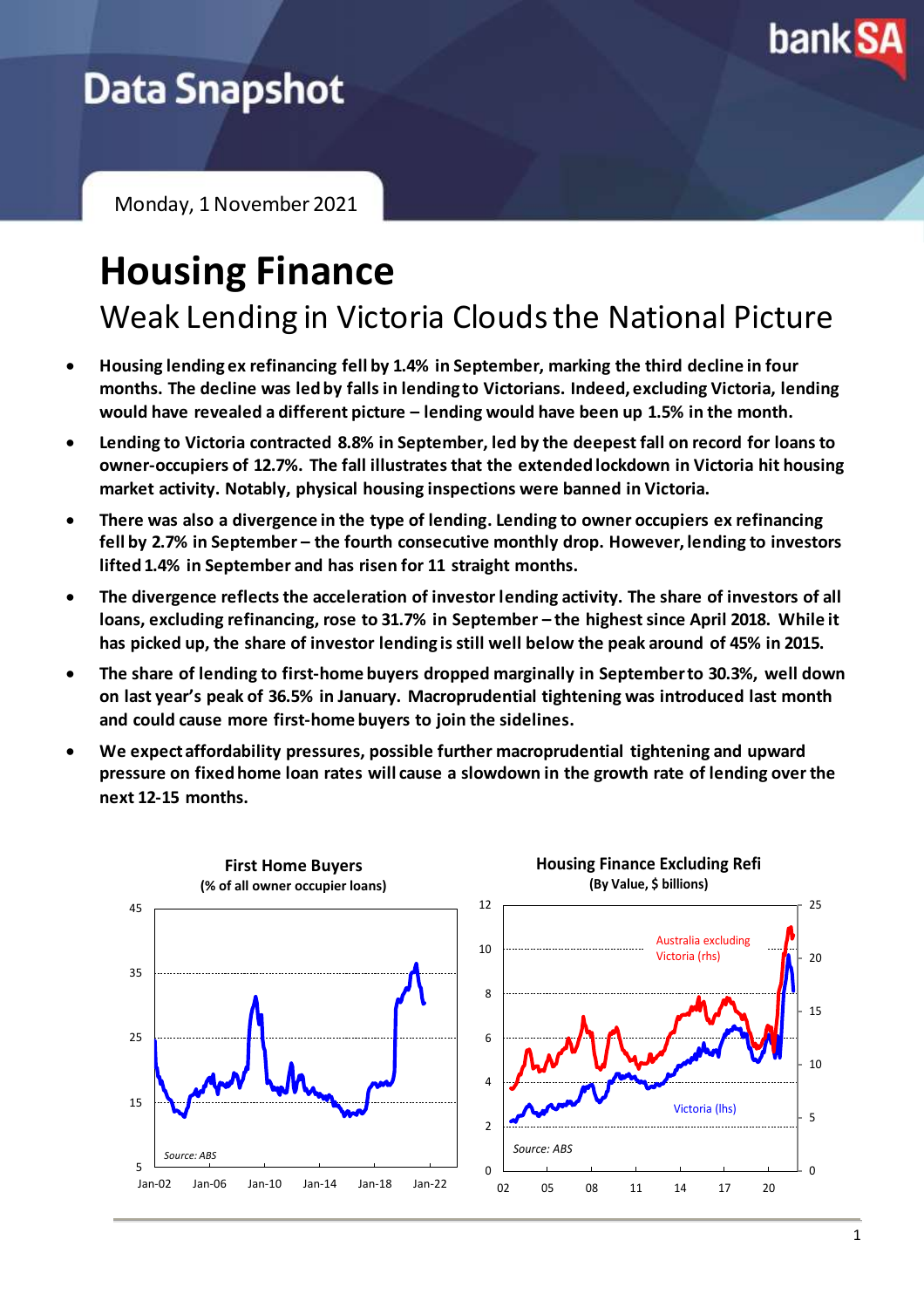# Data Snapshot

Monday, 1 November 2021

# Housing Finance

## Weak Lending in Victoria Clouds the National Picture

- **Housing lending ex refinancing fell by 1.4% in September, marking the third decline in four months. The decline was led by falls in lending to Victorians. Indeed, excluding Victoria, lending would have revealed a different picture – lending would have been up 1.5% in the month.**
- **Lending to Victoria contracted 8.8% in September, led by the deepest fall on record for loans to owner-occupiers of 12.7%. The fall illustrates that the extended lockdown in Victoria hit housing market activity. Notably, physical housing inspections were banned in Victoria.**
- **There was also a divergence in the type of lending. Lending to owner occupiers ex refinancing fell by 2.7% in September – the fourth consecutive monthly drop. However, lending to investors lifted 1.4% in September and has risen for 11 straight months.**
- **The divergence reflects the acceleration of investor lending activity. The share of investors of all loans, excluding refinancing, rose to 31.7% in September – the highest since April 2018. While it has picked up, the share of investor lending is still well below the peak around of 45% in 2015.**
- **The share of lending to first-home buyers dropped marginally in September to 30.3%, well down on last year's peak of 36.5% in January. Macroprudential tightening was introduced last month and could cause more first-home buyers to join the sidelines.**
- **We expect affordability pressures, possible further macroprudential tightening and upward pressure on fixed home loan rates will cause a slowdown in the growth rate of lending over the next 12-15 months.**

**First Home Buyers**
(% of all owner occupier loans)

Source: ABS

**Housing Finance Excluding Refi**
(By Value, $ billions)

Australia excluding Victoria (rhs)

Victoria (lhs)

Source: ABS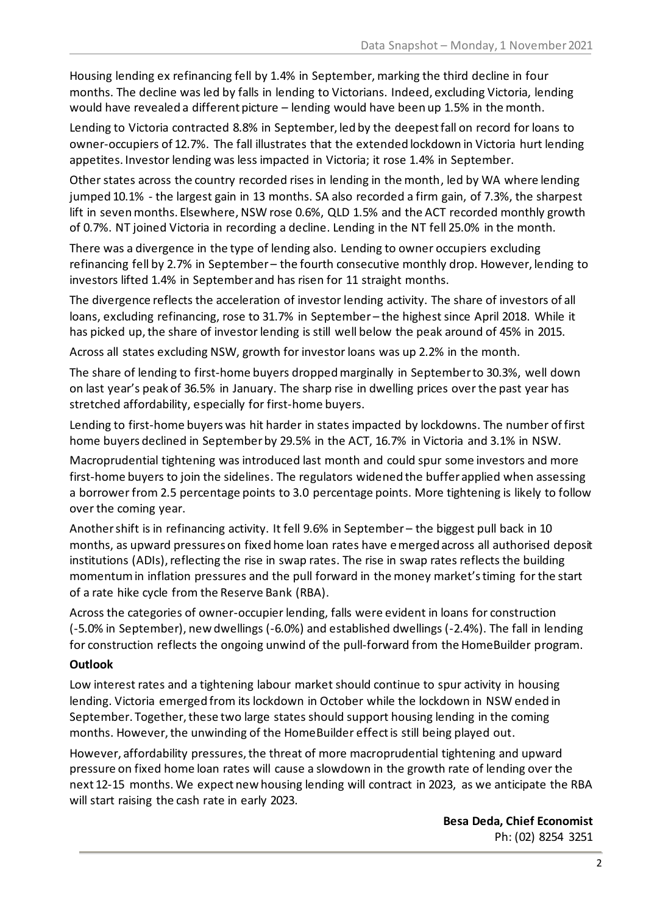Housing lending ex refinancing fell by 1.4% in September, marking the third decline in four months. The decline was led by falls in lending to Victorians. Indeed, excluding Victoria, lending would have revealed a different picture – lending would have been up 1.5% in the month.

Lending to Victoria contracted 8.8% in September, led by the deepest fall on record for loans to owner-occupiers of 12.7%. The fall illustrates that the extended lockdown in Victoria hurt lending appetites. Investor lending was less impacted in Victoria; it rose 1.4% in September.

Other states across the country recorded rises in lending in the month, led by WA where lending jumped 10.1% - the largest gain in 13 months. SA also recorded a firm gain, of 7.3%, the sharpest lift in seven months. Elsewhere, NSW rose 0.6%, QLD 1.5% and the ACT recorded monthly growth of 0.7%. NT joined Victoria in recording a decline. Lending in the NT fell 25.0% in the month.

There was a divergence in the type of lending also. Lending to owner occupiers excluding refinancing fell by 2.7% in September – the fourth consecutive monthly drop. However, lending to investors lifted 1.4% in September and has risen for 11 straight months.

The divergence reflects the acceleration of investor lending activity. The share of investors of all loans, excluding refinancing, rose to 31.7% in September – the highest since April 2018. While it has picked up, the share of investor lending is still well below the peak around of 45% in 2015.

Across all states excluding NSW, growth for investor loans was up 2.2% in the month.

The share of lending to first-home buyers dropped marginally in September to 30.3%, well down on last year's peak of 36.5% in January. The sharp rise in dwelling prices over the past year has stretched affordability, especially for first-home buyers.

Lending to first-home buyers was hit harder in states impacted by lockdowns. The number of first home buyers declined in September by 29.5% in the ACT, 16.7% in Victoria and 3.1% in NSW.

Macroprudential tightening was introduced last month and could spur some investors and more first-home buyers to join the sidelines. The regulators widened the buffer applied when assessing a borrower from 2.5 percentage points to 3.0 percentage points. More tightening is likely to follow over the coming year.

Another shift is in refinancing activity. It fell 9.6% in September – the biggest pull back in 10 months, as upward pressures on fixed home loan rates have emerged across all authorised deposit institutions (ADIs), reflecting the rise in swap rates. The rise in swap rates reflects the building momentum in inflation pressures and the pull forward in the money market's timing for the start of a rate hike cycle from the Reserve Bank (RBA).

Across the categories of owner-occupier lending, falls were evident in loans for construction (-5.0% in September), new dwellings (-6.0%) and established dwellings (-2.4%). The fall in lending for construction reflects the ongoing unwind of the pull-forward from the HomeBuilder program.

**Outlook**

Low interest rates and a tightening labour market should continue to spur activity in housing lending. Victoria emerged from its lockdown in October while the lockdown in NSW ended in September. Together, these two large states should support housing lending in the coming months. However, the unwinding of the HomeBuilder effect is still being played out.

However, affordability pressures, the threat of more macroprudential tightening and upward pressure on fixed home loan rates will cause a slowdown in the growth rate of lending over the next 12-15 months. We expect new housing lending will contract in 2023, as we anticipate the RBA will start raising the cash rate in early 2023.

**Besa Deda, Chief Economist**
Ph: (02) 8254 3251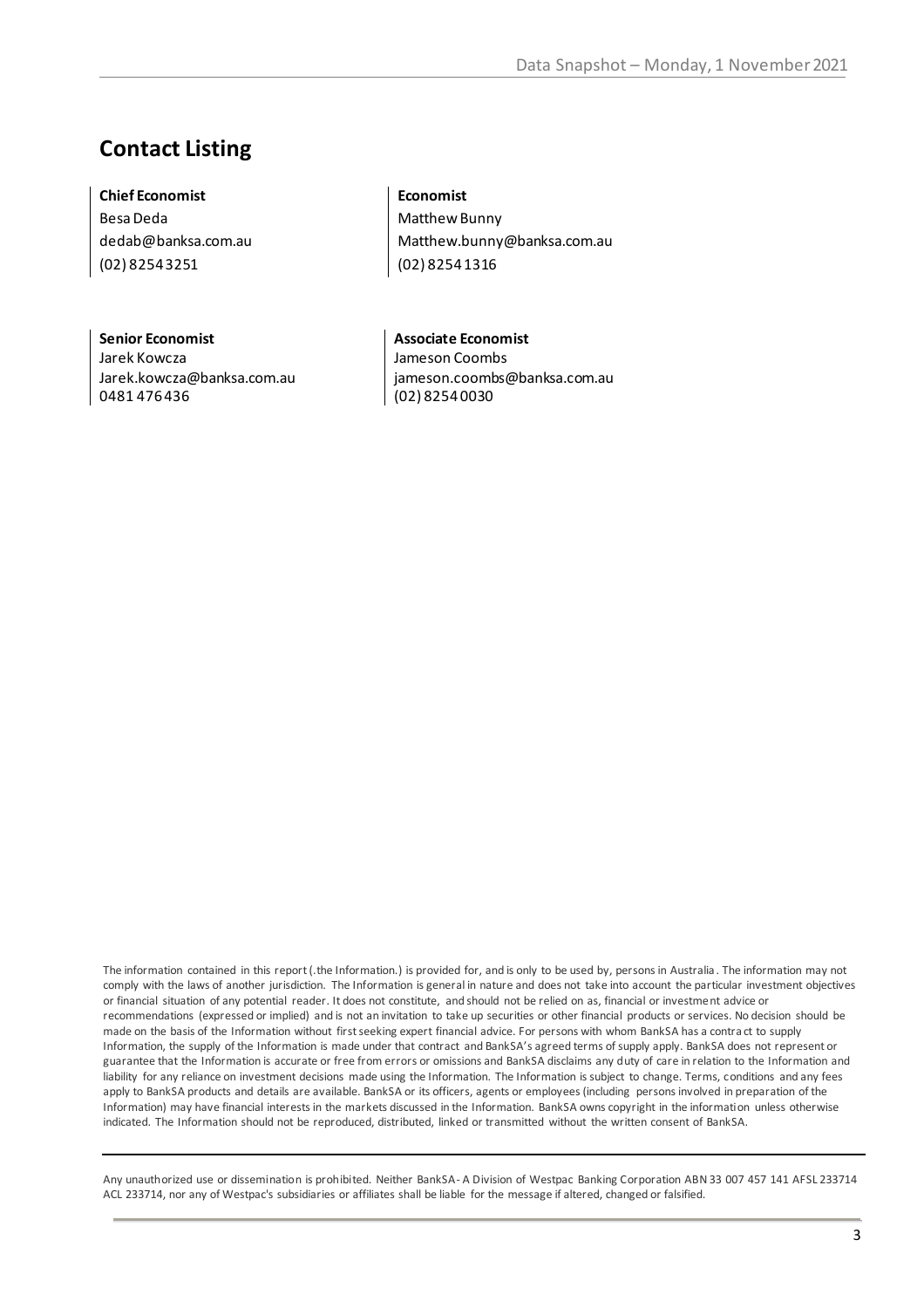## Contact Listing

**Chief Economist**
Besa Deda
dedab@banksa.com.au
(02) 8254 3251

**Economist**
Matthew Bunny
Matthew.bunny@banksa.com.au
(02) 8254 1316

**Senior Economist**
Jarek Kowcza
Jarek.kowcza@banksa.com.au
0481 476 436

**Associate Economist**
Jameson Coombs
jameson.coombs@banksa.com.au
(02) 8254 0030

The information contained in this report (.the Information.) is provided for, and is only to be used by, persons in Australia. The information may not comply with the laws of another jurisdiction. The Information is general in nature and does not take into account the particular investment objectives or financial situation of any potential reader. It does not constitute, and should not be relied on as, financial or investment advice or recommendations (expressed or implied) and is not an invitation to take up securities or other financial products or services. No decision should be made on the basis of the Information without first seeking expert financial advice. For persons with whom BankSA has a contract to supply Information, the supply of the Information is made under that contract and BankSA's agreed terms of supply apply. BankSA does not represent or guarantee that the Information is accurate or free from errors or omissions and BankSA disclaims any duty of care in relation to the Information and liability for any reliance on investment decisions made using the Information. The Information is subject to change. Terms, conditions and any fees apply to BankSA products and details are available. BankSA or its officers, agents or employees (including persons involved in preparation of the Information) may have financial interests in the markets discussed in the Information. BankSA owns copyright in the information unless otherwise indicated. The Information should not be reproduced, distributed, linked or transmitted without the written consent of BankSA.

Any unauthorized use or dissemination is prohibited. Neither BankSA - A Division of Westpac Banking Corporation ABN 33 007 457 141 AFSL 233714 ACL 233714, nor any of Westpac's subsidiaries or affiliates shall be liable for the message if altered, changed or falsified.